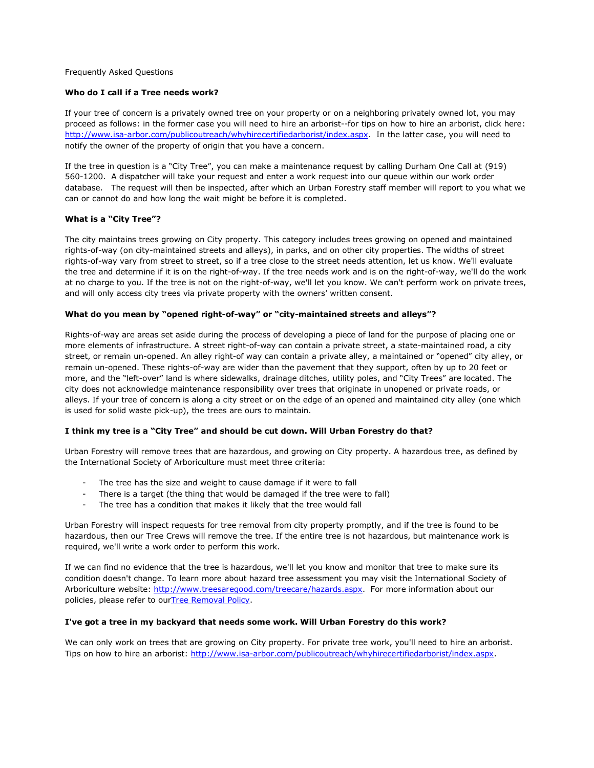Frequently Asked Questions

**Who do I call if a Tree needs work?**

If your tree of concern is a privately owned tree on your property or on a neighboring privately owned lot, you may proceed as follows: in the former case you will need to hire an arborist--for tips on how to hire an arborist, click here: http://www.isa-arbor.com/publicoutreach/whyhirecertifiedarborist/index.aspx. In the latter case, you will need to notify the owner of the property of origin that you have a concern.

If the tree in question is a "City Tree", you can make a maintenance request by calling Durham One Call at (919) 560-1200. A dispatcher will take your request and enter a work request into our queue within our work order database. The request will then be inspected, after which an Urban Forestry staff member will report to you what we can or cannot do and how long the wait might be before it is completed.

**What is a "City Tree"?**

The city maintains trees growing on City property. This category includes trees growing on opened and maintained rights-of-way (on city-maintained streets and alleys), in parks, and on other city properties. The widths of street rights-of-way vary from street to street, so if a tree close to the street needs attention, let us know. We'll evaluate the tree and determine if it is on the right-of-way. If the tree needs work and is on the right-of-way, we'll do the work at no charge to you. If the tree is not on the right-of-way, we'll let you know. We can't perform work on private trees, and will only access city trees via private property with the owners' written consent.

**What do you mean by "opened right-of-way" or "city-maintained streets and alleys"?**

Rights-of-ways are areas set aside during the process of developing a piece of land for the purpose of placing one or more elements of infrastructure. A street right-of-way can contain a private street, a state-maintained road, a city street, or remain un-opened. An alley right-of way can contain a private alley, a maintained or "opened" city alley, or remain un-opened. These rights-of-ways are wider than the pavement that they support, often by up to 20 feet or more, and the "left-over" land is where sidewalks, drainage ditches, utility poles, and "City Trees" are located. The city does not acknowledge maintenance responsibility over trees that originate in unopened or private roads, or alleys. If your tree of concern is along a city street or on the edge of an opened and maintained city alley (one which is used for solid waste pick-up), the trees are ours to maintain.

**I think my tree is a "City Tree" and should be cut down. Will Urban Forestry do that?**

Urban Forestry will remove trees that are hazardous, and growing on City property. A hazardous tree, as defined by the International Society of Arboriculture must meet three criteria:

- The tree has the size and weight to cause damage if it were to fall
- There is a target (the thing that would be damaged if the tree were to fall)
- The tree has a condition that makes it likely that the tree would fall

Urban Forestry will inspect requests for tree removal from city property promptly, and if the tree is found to be hazardous, then our Tree Crews will remove the tree. If the entire tree is not hazardous, but maintenance work is required, we'll write a work order to perform this work.

If we can find no evidence that the tree is hazardous, we'll let you know and monitor that tree to make sure its condition doesn't change. To learn more about hazard tree assessment you may visit the International Society of Arboriculture website: http://www.treesaregood.com/treecare/hazards.aspx. For more information about our policies, please refer to ourTree Removal Policy.

**I've got a tree in my backyard that needs some work. Will Urban Forestry do this work?**

We can only work on trees that are growing on City property. For private tree work, you'll need to hire an arborist. Tips on how to hire an arborist: http://www.isa-arbor.com/publicoutreach/whyhirecertifiedarborist/index.aspx.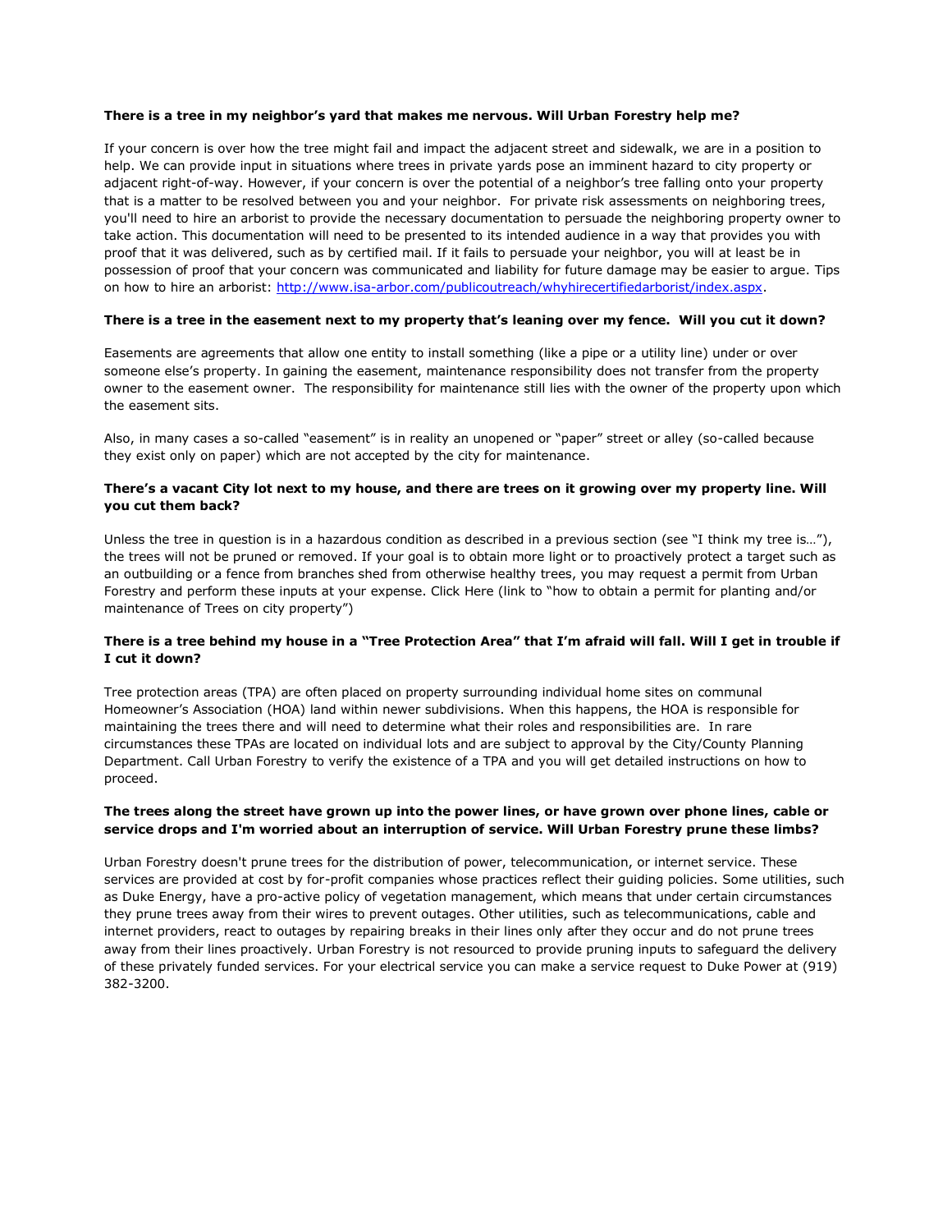**There is a tree in my neighbor's yard that makes me nervous. Will Urban Forestry help me?**

If your concern is over how the tree might fail and impact the adjacent street and sidewalk, we are in a position to help. We can provide input in situations where trees in private yards pose an imminent hazard to city property or adjacent right-of-way. However, if your concern is over the potential of a neighbor's tree falling onto your property that is a matter to be resolved between you and your neighbor. For private risk assessments on neighboring trees, you'll need to hire an arborist to provide the necessary documentation to persuade the neighboring property owner to take action. This documentation will need to be presented to its intended audience in a way that provides you with proof that it was delivered, such as by certified mail. If it fails to persuade your neighbor, you will at least be in possession of proof that your concern was communicated and liability for future damage may be easier to argue. Tips on how to hire an arborist: [http://www.isa-arbor.com/publicoutreach/whyhirecertifiedarborist/index.aspx](http://www.isa-arbor.com/publicoutreach/whyhirecertifiedarborist/index.aspx).

**There is a tree in the easement next to my property that's leaning over my fence. Will you cut it down?**

Easements are agreements that allow one entity to install something (like a pipe or a utility line) under or over someone else's property. In gaining the easement, maintenance responsibility does not transfer from the property owner to the easement owner. The responsibility for maintenance still lies with the owner of the property upon which the easement sits.

Also, in many cases a so-called "easement" is in reality an unopened or "paper" street or alley (so-called because they exist only on paper) which are not accepted by the city for maintenance.

**There's a vacant City lot next to my house, and there are trees on it growing over my property line. Will you cut them back?**

Unless the tree in question is in a hazardous condition as described in a previous section (see "I think my tree is…"), the trees will not be pruned or removed. If your goal is to obtain more light or to proactively protect a target such as an outbuilding or a fence from branches shed from otherwise healthy trees, you may request a permit from Urban Forestry and perform these inputs at your expense. Click Here (link to "how to obtain a permit for planting and/or maintenance of Trees on city property")

**There is a tree behind my house in a "Tree Protection Area" that I'm afraid will fall. Will I get in trouble if I cut it down?**

Tree protection areas (TPA) are often placed on property surrounding individual home sites on communal Homeowner's Association (HOA) land within newer subdivisions. When this happens, the HOA is responsible for maintaining the trees there and will need to determine what their roles and responsibilities are. In rare circumstances these TPAs are located on individual lots and are subject to approval by the City/County Planning Department. Call Urban Forestry to verify the existence of a TPA and you will get detailed instructions on how to proceed.

**The trees along the street have grown up into the power lines, or have grown over phone lines, cable or service drops and I'm worried about an interruption of service. Will Urban Forestry prune these limbs?**

Urban Forestry doesn't prune trees for the distribution of power, telecommunication, or internet service. These services are provided at cost by for-profit companies whose practices reflect their guiding policies. Some utilities, such as Duke Energy, have a pro-active policy of vegetation management, which means that under certain circumstances they prune trees away from their wires to prevent outages. Other utilities, such as telecommunications, cable and internet providers, react to outages by repairing breaks in their lines only after they occur and do not prune trees away from their lines proactively. Urban Forestry is not resourced to provide pruning inputs to safeguard the delivery of these privately funded services. For your electrical service you can make a service request to Duke Power at (919) 382-3200.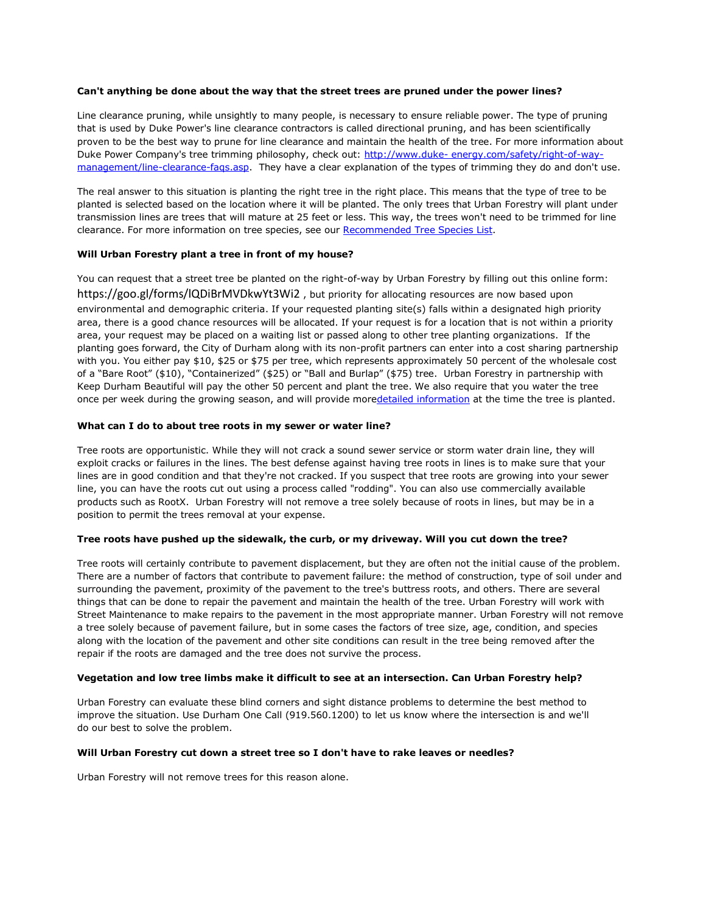**Can't anything be done about the way that the street trees are pruned under the power lines?**

Line clearance pruning, while unsightly to many people, is necessary to ensure reliable power. The type of pruning that is used by Duke Power's line clearance contractors is called directional pruning, and has been scientifically proven to be the best way to prune for line clearance and maintain the health of the tree. For more information about Duke Power Company's tree trimming philosophy, check out: [http://www.duke- energy.com/safety/right-of-way-management/line-clearance-faqs.asp](http://www.duke-energy.com/safety/right-of-way-management/line-clearance-faqs.asp). They have a clear explanation of the types of trimming they do and don't use.

The real answer to this situation is planting the right tree in the right place. This means that the type of tree to be planted is selected based on the location where it will be planted. The only trees that Urban Forestry will plant under transmission lines are trees that will mature at 25 feet or less. This way, the trees won't need to be trimmed for line clearance. For more information on tree species, see our Recommended Tree Species List.

**Will Urban Forestry plant a tree in front of my house?**

You can request that a street tree be planted on the right-of-way by Urban Forestry by filling out this online form: https://goo.gl/forms/lQDiBrMVDkwYt3Wi2 , but priority for allocating resources are now based upon environmental and demographic criteria. If your requested planting site(s) falls within a designated high priority area, there is a good chance resources will be allocated. If your request is for a location that is not within a priority area, your request may be placed on a waiting list or passed along to other tree planting organizations. If the planting goes forward, the City of Durham along with its non-profit partners can enter into a cost sharing partnership with you. You either pay $10, $25 or $75 per tree, which represents approximately 50 percent of the wholesale cost of a "Bare Root" ($10), "Containerized" ($25) or "Ball and Burlap" ($75) tree. Urban Forestry in partnership with Keep Durham Beautiful will pay the other 50 percent and plant the tree. We also require that you water the tree once per week during the growing season, and will provide moredetailed information at the time the tree is planted.

**What can I do to about tree roots in my sewer or water line?**

Tree roots are opportunistic. While they will not crack a sound sewer service or storm water drain line, they will exploit cracks or failures in the lines. The best defense against having tree roots in lines is to make sure that your lines are in good condition and that they're not cracked. If you suspect that tree roots are growing into your sewer line, you can have the roots cut out using a process called "rodding". You can also use commercially available products such as RootX. Urban Forestry will not remove a tree solely because of roots in lines, but may be in a position to permit the trees removal at your expense.

**Tree roots have pushed up the sidewalk, the curb, or my driveway. Will you cut down the tree?**

Tree roots will certainly contribute to pavement displacement, but they are often not the initial cause of the problem. There are a number of factors that contribute to pavement failure: the method of construction, type of soil under and surrounding the pavement, proximity of the pavement to the tree's buttress roots, and others. There are several things that can be done to repair the pavement and maintain the health of the tree. Urban Forestry will work with Street Maintenance to make repairs to the pavement in the most appropriate manner. Urban Forestry will not remove a tree solely because of pavement failure, but in some cases the factors of tree size, age, condition, and species along with the location of the pavement and other site conditions can result in the tree being removed after the repair if the roots are damaged and the tree does not survive the process.

**Vegetation and low tree limbs make it difficult to see at an intersection. Can Urban Forestry help?**

Urban Forestry can evaluate these blind corners and sight distance problems to determine the best method to improve the situation. Use Durham One Call (919.560.1200) to let us know where the intersection is and we'll do our best to solve the problem.

**Will Urban Forestry cut down a street tree so I don't have to rake leaves or needles?**

Urban Forestry will not remove trees for this reason alone.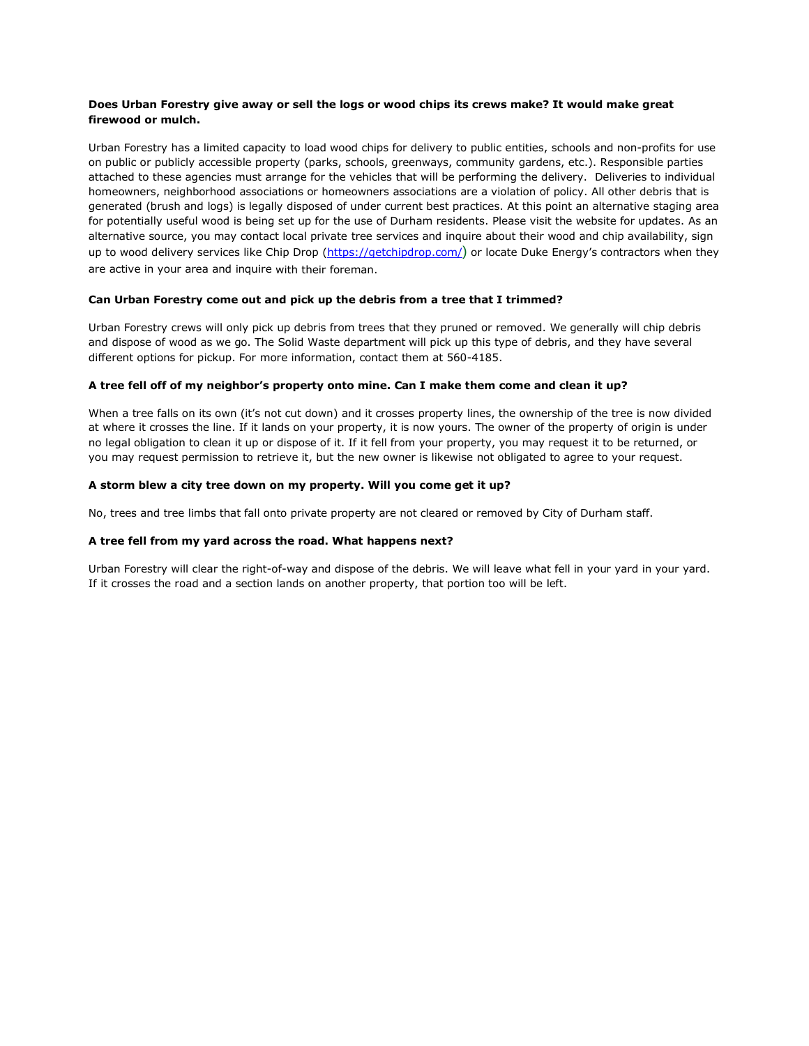**Does Urban Forestry give away or sell the logs or wood chips its crews make? It would make great firewood or mulch.**

Urban Forestry has a limited capacity to load wood chips for delivery to public entities, schools and non-profits for use on public or publicly accessible property (parks, schools, greenways, community gardens, etc.). Responsible parties attached to these agencies must arrange for the vehicles that will be performing the delivery. Deliveries to individual homeowners, neighborhood associations or homeowners associations are a violation of policy. All other debris that is generated (brush and logs) is legally disposed of under current best practices. At this point an alternative staging area for potentially useful wood is being set up for the use of Durham residents. Please visit the website for updates. As an alternative source, you may contact local private tree services and inquire about their wood and chip availability, sign up to wood delivery services like Chip Drop (https://getchipdrop.com/) or locate Duke Energy's contractors when they are active in your area and inquire with their foreman.

**Can Urban Forestry come out and pick up the debris from a tree that I trimmed?**

Urban Forestry crews will only pick up debris from trees that they pruned or removed. We generally will chip debris and dispose of wood as we go. The Solid Waste department will pick up this type of debris, and they have several different options for pickup. For more information, contact them at 560-4185.

**A tree fell off of my neighbor's property onto mine. Can I make them come and clean it up?**

When a tree falls on its own (it's not cut down) and it crosses property lines, the ownership of the tree is now divided at where it crosses the line. If it lands on your property, it is now yours. The owner of the property of origin is under no legal obligation to clean it up or dispose of it. If it fell from your property, you may request it to be returned, or you may request permission to retrieve it, but the new owner is likewise not obligated to agree to your request.

**A storm blew a city tree down on my property. Will you come get it up?**

No, trees and tree limbs that fall onto private property are not cleared or removed by City of Durham staff.

**A tree fell from my yard across the road. What happens next?**

Urban Forestry will clear the right-of-way and dispose of the debris. We will leave what fell in your yard in your yard. If it crosses the road and a section lands on another property, that portion too will be left.